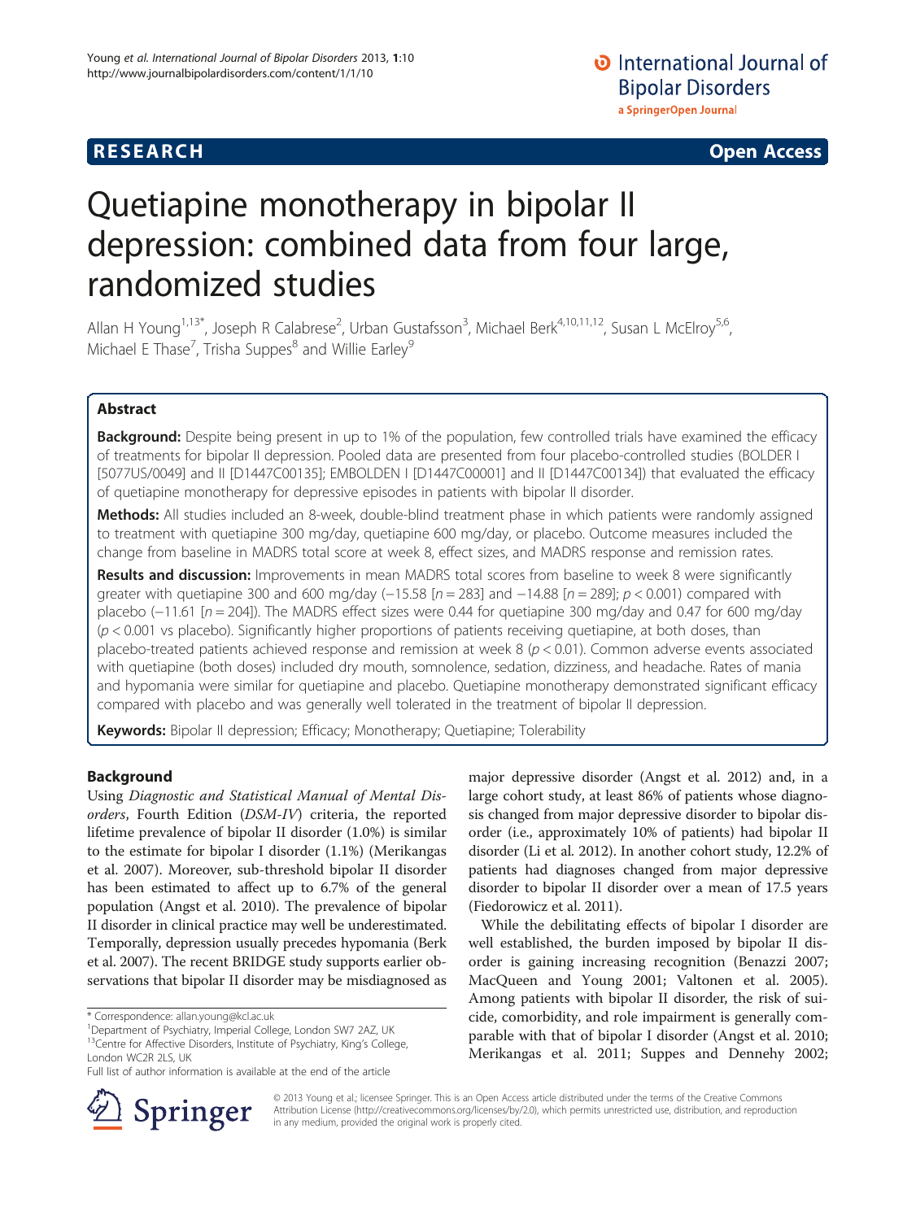# Quetiapine monotherapy in bipolar II depression: combined data from four large, randomized studies

**RESEARCH** **Open Access**

Allan H Young[1,13*], Joseph R Calabrese[2], Urban Gustafsson[3], Michael Berk[4,10,11,12], Susan L McElroy[5,6], Michael E Thase[7], Trisha Suppes[8] and Willie Earley[9]

## Abstract

**Background:** Despite being present in up to 1% of the population, few controlled trials have examined the efficacy of treatments for bipolar II depression. Pooled data are presented from four placebo-controlled studies (BOLDER I [5077US/0049] and II [D1447C00135]; EMBOLDEN I [D1447C00001] and II [D1447C00134]) that evaluated the efficacy of quetiapine monotherapy for depressive episodes in patients with bipolar II disorder.

**Methods:** All studies included an 8-week, double-blind treatment phase in which patients were randomly assigned to treatment with quetiapine 300 mg/day, quetiapine 600 mg/day, or placebo. Outcome measures included the change from baseline in MADRS total score at week 8, effect sizes, and MADRS response and remission rates.

**Results and discussion:** Improvements in mean MADRS total scores from baseline to week 8 were significantly greater with quetiapine 300 and 600 mg/day (−15.58 [$n = 283$] and −14.88 [$n = 289$]; $p < 0.001$) compared with placebo (−11.61 [$n = 204$]). The MADRS effect sizes were 0.44 for quetiapine 300 mg/day and 0.47 for 600 mg/day ($p < 0.001$ vs placebo). Significantly higher proportions of patients receiving quetiapine, at both doses, than placebo-treated patients achieved response and remission at week 8 ($p < 0.01$). Common adverse events associated with quetiapine (both doses) included dry mouth, somnolence, sedation, dizziness, and headache. Rates of mania and hypomania were similar for quetiapine and placebo. Quetiapine monotherapy demonstrated significant efficacy compared with placebo and was generally well tolerated in the treatment of bipolar II depression.

**Keywords:** Bipolar II depression; Efficacy; Monotherapy; Quetiapine; Tolerability

## Background

Using *Diagnostic and Statistical Manual of Mental Disorders*, Fourth Edition (*DSM-IV*) criteria, the reported lifetime prevalence of bipolar II disorder (1.0%) is similar to the estimate for bipolar I disorder (1.1%) (Merikangas et al. 2007). Moreover, sub-threshold bipolar II disorder has been estimated to affect up to 6.7% of the general population (Angst et al. 2010). The prevalence of bipolar II disorder in clinical practice may well be underestimated. Temporally, depression usually precedes hypomania (Berk et al. 2007). The recent BRIDGE study supports earlier observations that bipolar II disorder may be misdiagnosed as major depressive disorder (Angst et al. 2012) and, in a large cohort study, at least 86% of patients whose diagnosis changed from major depressive disorder to bipolar disorder (i.e., approximately 10% of patients) had bipolar II disorder (Li et al. 2012). In another cohort study, 12.2% of patients had diagnoses changed from major depressive disorder to bipolar II disorder over a mean of 17.5 years (Fiedorowicz et al. 2011).

While the debilitating effects of bipolar I disorder are well established, the burden imposed by bipolar II disorder is gaining increasing recognition (Benazzi 2007; MacQueen and Young 2001; Valtonen et al. 2005). Among patients with bipolar II disorder, the risk of suicide, comorbidity, and role impairment is generally comparable with that of bipolar I disorder (Angst et al. 2010; Merikangas et al. 2011; Suppes and Dennehy 2002;

\* Correspondence: allan.young@kcl.ac.uk
[1]Department of Psychiatry, Imperial College, London SW7 2AZ, UK
[13]Centre for Affective Disorders, Institute of Psychiatry, King's College, London WC2R 2LS, UK
Full list of author information is available at the end of the article

© 2013 Young et al.; licensee Springer. This is an Open Access article distributed under the terms of the Creative Commons Attribution License (http://creativecommons.org/licenses/by/2.0), which permits unrestricted use, distribution, and reproduction in any medium, provided the original work is properly cited.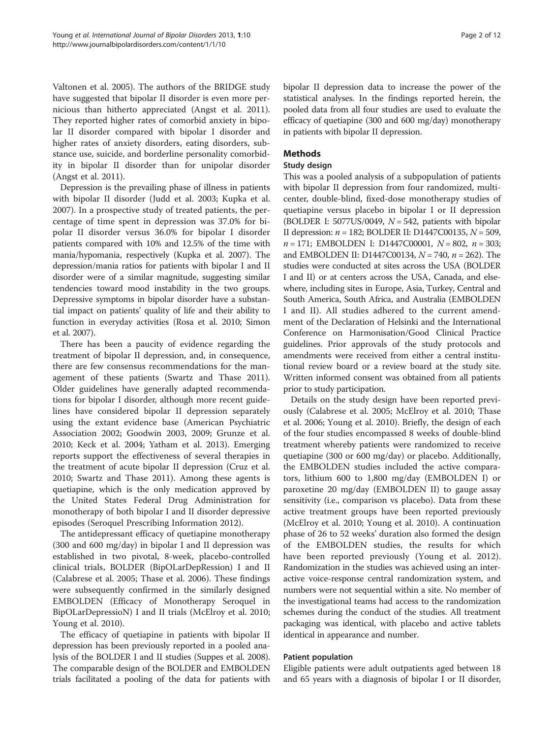Valtonen et al. 2005). The authors of the BRIDGE study have suggested that bipolar II disorder is even more pernicious than hitherto appreciated (Angst et al. 2011). They reported higher rates of comorbid anxiety in bipolar II disorder compared with bipolar I disorder and higher rates of anxiety disorders, eating disorders, substance use, suicide, and borderline personality comorbidity in bipolar II disorder than for unipolar disorder (Angst et al. 2011).

Depression is the prevailing phase of illness in patients with bipolar II disorder (Judd et al. 2003; Kupka et al. 2007). In a prospective study of treated patients, the percentage of time spent in depression was 37.0% for bipolar II disorder versus 36.0% for bipolar I disorder patients compared with 10% and 12.5% of the time with mania/hypomania, respectively (Kupka et al. 2007). The depression/mania ratios for patients with bipolar I and II disorder were of a similar magnitude, suggesting similar tendencies toward mood instability in the two groups. Depressive symptoms in bipolar disorder have a substantial impact on patients' quality of life and their ability to function in everyday activities (Rosa et al. 2010; Simon et al. 2007).

There has been a paucity of evidence regarding the treatment of bipolar II depression, and, in consequence, there are few consensus recommendations for the management of these patients (Swartz and Thase 2011). Older guidelines have generally adapted recommendations for bipolar I disorder, although more recent guidelines have considered bipolar II depression separately using the extant evidence base (American Psychiatric Association 2002; Goodwin 2003, 2009; Grunze et al. 2010; Keck et al. 2004; Yatham et al. 2013). Emerging reports support the effectiveness of several therapies in the treatment of acute bipolar II depression (Cruz et al. 2010; Swartz and Thase 2011). Among these agents is quetiapine, which is the only medication approved by the United States Federal Drug Administration for monotherapy of both bipolar I and II disorder depressive episodes (Seroquel Prescribing Information 2012).

The antidepressant efficacy of quetiapine monotherapy (300 and 600 mg/day) in bipolar I and II depression was established in two pivotal, 8-week, placebo-controlled clinical trials, BOLDER (BipOLarDepRession) I and II (Calabrese et al. 2005; Thase et al. 2006). These findings were subsequently confirmed in the similarly designed EMBOLDEN (Efficacy of Monotherapy Seroquel in BipOLarDepressioN) I and II trials (McElroy et al. 2010; Young et al. 2010).

The efficacy of quetiapine in patients with bipolar II depression has been previously reported in a pooled analysis of the BOLDER I and II studies (Suppes et al. 2008). The comparable design of the BOLDER and EMBOLDEN trials facilitated a pooling of the data for patients with bipolar II depression data to increase the power of the statistical analyses. In the findings reported herein, the pooled data from all four studies are used to evaluate the efficacy of quetiapine (300 and 600 mg/day) monotherapy in patients with bipolar II depression.

## Methods

### Study design

This was a pooled analysis of a subpopulation of patients with bipolar II depression from four randomized, multicenter, double-blind, fixed-dose monotherapy studies of quetiapine versus placebo in bipolar I or II depression (BOLDER I: 5077US/0049, $N = 542$, patients with bipolar II depression: $n = 182$; BOLDER II: D1447C00135, $N = 509$, $n = 171$; EMBOLDEN I: D1447C00001, $N = 802$, $n = 303$; and EMBOLDEN II: D1447C00134, $N = 740$, $n = 262$). The studies were conducted at sites across the USA (BOLDER I and II) or at centers across the USA, Canada, and elsewhere, including sites in Europe, Asia, Turkey, Central and South America, South Africa, and Australia (EMBOLDEN I and II). All studies adhered to the current amendment of the Declaration of Helsinki and the International Conference on Harmonisation/Good Clinical Practice guidelines. Prior approvals of the study protocols and amendments were received from either a central institutional review board or a review board at the study site. Written informed consent was obtained from all patients prior to study participation.

Details on the study design have been reported previously (Calabrese et al. 2005; McElroy et al. 2010; Thase et al. 2006; Young et al. 2010). Briefly, the design of each of the four studies encompassed 8 weeks of double-blind treatment whereby patients were randomized to receive quetiapine (300 or 600 mg/day) or placebo. Additionally, the EMBOLDEN studies included the active comparators, lithium 600 to 1,800 mg/day (EMBOLDEN I) or paroxetine 20 mg/day (EMBOLDEN II) to gauge assay sensitivity (i.e., comparison vs placebo). Data from these active treatment groups have been reported previously (McElroy et al. 2010; Young et al. 2010). A continuation phase of 26 to 52 weeks' duration also formed the design of the EMBOLDEN studies, the results for which have been reported previously (Young et al. 2012). Randomization in the studies was achieved using an interactive voice-response central randomization system, and numbers were not sequential within a site. No member of the investigational teams had access to the randomization schemes during the conduct of the studies. All treatment packaging was identical, with placebo and active tablets identical in appearance and number.

### Patient population

Eligible patients were adult outpatients aged between 18 and 65 years with a diagnosis of bipolar I or II disorder,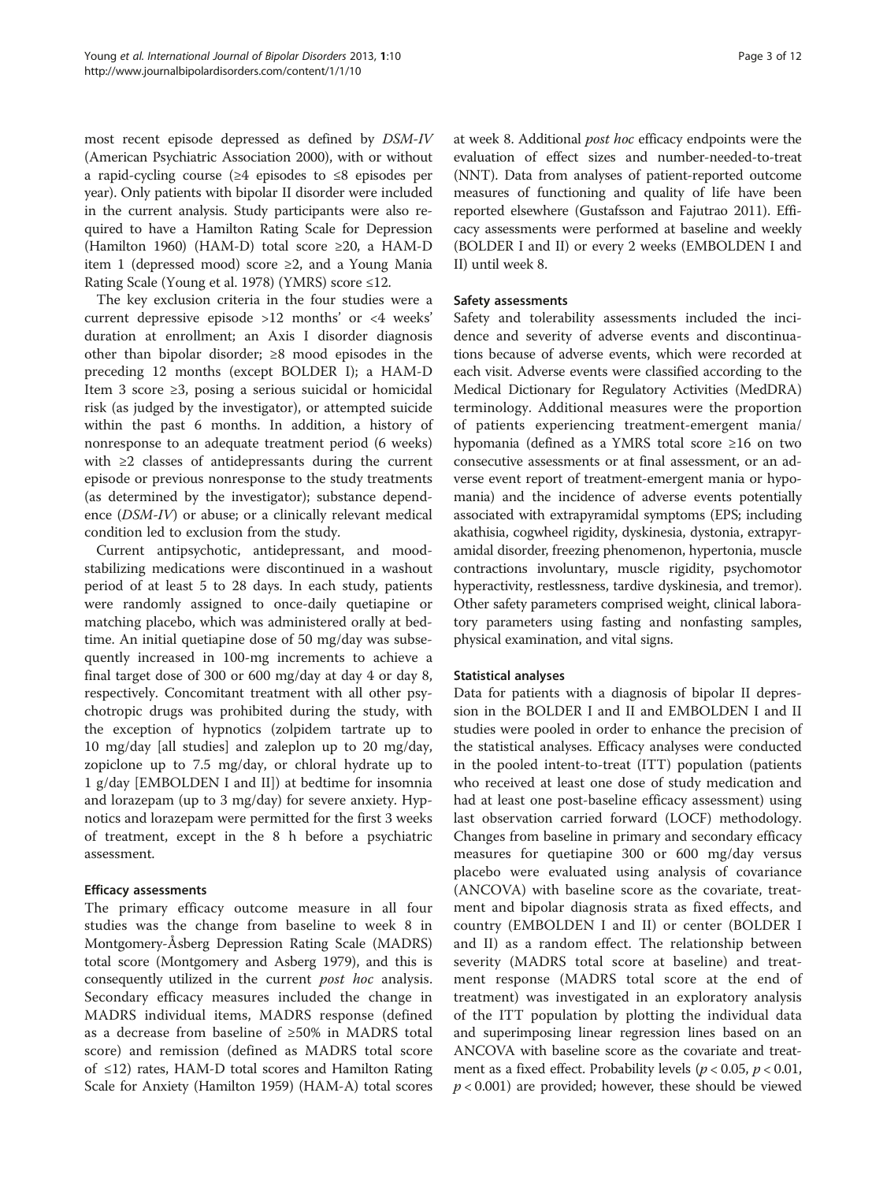most recent episode depressed as defined by *DSM-IV* (American Psychiatric Association 2000), with or without a rapid-cycling course (≥4 episodes to ≤8 episodes per year). Only patients with bipolar II disorder were included in the current analysis. Study participants were also required to have a Hamilton Rating Scale for Depression (Hamilton 1960) (HAM-D) total score ≥20, a HAM-D item 1 (depressed mood) score ≥2, and a Young Mania Rating Scale (Young et al. 1978) (YMRS) score ≤12.

The key exclusion criteria in the four studies were a current depressive episode >12 months' or <4 weeks' duration at enrollment; an Axis I disorder diagnosis other than bipolar disorder; ≥8 mood episodes in the preceding 12 months (except BOLDER I); a HAM-D Item 3 score ≥3, posing a serious suicidal or homicidal risk (as judged by the investigator), or attempted suicide within the past 6 months. In addition, a history of nonresponse to an adequate treatment period (6 weeks) with ≥2 classes of antidepressants during the current episode or previous nonresponse to the study treatments (as determined by the investigator); substance dependence (*DSM-IV*) or abuse; or a clinically relevant medical condition led to exclusion from the study.

Current antipsychotic, antidepressant, and mood-stabilizing medications were discontinued in a washout period of at least 5 to 28 days. In each study, patients were randomly assigned to once-daily quetiapine or matching placebo, which was administered orally at bedtime. An initial quetiapine dose of 50 mg/day was subsequently increased in 100-mg increments to achieve a final target dose of 300 or 600 mg/day at day 4 or day 8, respectively. Concomitant treatment with all other psychotropic drugs was prohibited during the study, with the exception of hypnotics (zolpidem tartrate up to 10 mg/day [all studies] and zaleplon up to 20 mg/day, zopiclone up to 7.5 mg/day, or chloral hydrate up to 1 g/day [EMBOLDEN I and II]) at bedtime for insomnia and lorazepam (up to 3 mg/day) for severe anxiety. Hypnotics and lorazepam were permitted for the first 3 weeks of treatment, except in the 8 h before a psychiatric assessment.

### Efficacy assessments

The primary efficacy outcome measure in all four studies was the change from baseline to week 8 in Montgomery-Åsberg Depression Rating Scale (MADRS) total score (Montgomery and Asberg 1979), and this is consequently utilized in the current *post hoc* analysis. Secondary efficacy measures included the change in MADRS individual items, MADRS response (defined as a decrease from baseline of ≥50% in MADRS total score) and remission (defined as MADRS total score of ≤12) rates, HAM-D total scores and Hamilton Rating Scale for Anxiety (Hamilton 1959) (HAM-A) total scores at week 8. Additional *post hoc* efficacy endpoints were the evaluation of effect sizes and number-needed-to-treat (NNT). Data from analyses of patient-reported outcome measures of functioning and quality of life have been reported elsewhere (Gustafsson and Fajutrao 2011). Efficacy assessments were performed at baseline and weekly (BOLDER I and II) or every 2 weeks (EMBOLDEN I and II) until week 8.

### Safety assessments

Safety and tolerability assessments included the incidence and severity of adverse events and discontinuations because of adverse events, which were recorded at each visit. Adverse events were classified according to the Medical Dictionary for Regulatory Activities (MedDRA) terminology. Additional measures were the proportion of patients experiencing treatment-emergent mania/hypomania (defined as a YMRS total score ≥16 on two consecutive assessments or at final assessment, or an adverse event report of treatment-emergent mania or hypomania) and the incidence of adverse events potentially associated with extrapyramidal symptoms (EPS; including akathisia, cogwheel rigidity, dyskinesia, dystonia, extrapyramidal disorder, freezing phenomenon, hypertonia, muscle contractions involuntary, muscle rigidity, psychomotor hyperactivity, restlessness, tardive dyskinesia, and tremor). Other safety parameters comprised weight, clinical laboratory parameters using fasting and nonfasting samples, physical examination, and vital signs.

### Statistical analyses

Data for patients with a diagnosis of bipolar II depression in the BOLDER I and II and EMBOLDEN I and II studies were pooled in order to enhance the precision of the statistical analyses. Efficacy analyses were conducted in the pooled intent-to-treat (ITT) population (patients who received at least one dose of study medication and had at least one post-baseline efficacy assessment) using last observation carried forward (LOCF) methodology. Changes from baseline in primary and secondary efficacy measures for quetiapine 300 or 600 mg/day versus placebo were evaluated using analysis of covariance (ANCOVA) with baseline score as the covariate, treatment and bipolar diagnosis strata as fixed effects, and country (EMBOLDEN I and II) or center (BOLDER I and II) as a random effect. The relationship between severity (MADRS total score at baseline) and treatment response (MADRS total score at the end of treatment) was investigated in an exploratory analysis of the ITT population by plotting the individual data and superimposing linear regression lines based on an ANCOVA with baseline score as the covariate and treatment as a fixed effect. Probability levels ($p < 0.05$, $p < 0.01$, $p < 0.001$) are provided; however, these should be viewed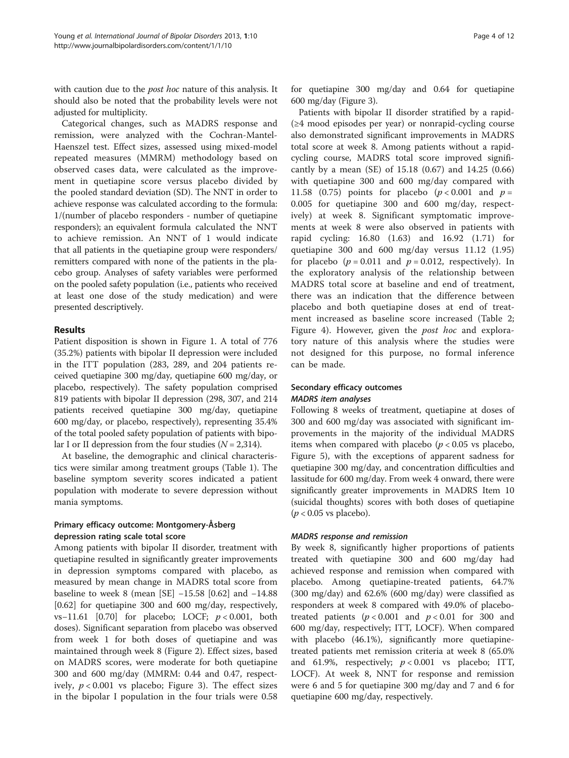with caution due to the *post hoc* nature of this analysis. It should also be noted that the probability levels were not adjusted for multiplicity.

Categorical changes, such as MADRS response and remission, were analyzed with the Cochran-Mantel-Haenszel test. Effect sizes, assessed using mixed-model repeated measures (MMRM) methodology based on observed cases data, were calculated as the improvement in quetiapine score versus placebo divided by the pooled standard deviation (SD). The NNT in order to achieve response was calculated according to the formula: 1/(number of placebo responders - number of quetiapine responders); an equivalent formula calculated the NNT to achieve remission. An NNT of 1 would indicate that all patients in the quetiapine group were responders/remitters compared with none of the patients in the placebo group. Analyses of safety variables were performed on the pooled safety population (i.e., patients who received at least one dose of the study medication) and were presented descriptively.

## Results

Patient disposition is shown in Figure 1. A total of 776 (35.2%) patients with bipolar II depression were included in the ITT population (283, 289, and 204 patients received quetiapine 300 mg/day, quetiapine 600 mg/day, or placebo, respectively). The safety population comprised 819 patients with bipolar II depression (298, 307, and 214 patients received quetiapine 300 mg/day, quetiapine 600 mg/day, or placebo, respectively), representing 35.4% of the total pooled safety population of patients with bipolar I or II depression from the four studies ($N = 2,314$).

At baseline, the demographic and clinical characteristics were similar among treatment groups (Table 1). The baseline symptom severity scores indicated a patient population with moderate to severe depression without mania symptoms.

### Primary efficacy outcome: Montgomery-Åsberg depression rating scale total score

Among patients with bipolar II disorder, treatment with quetiapine resulted in significantly greater improvements in depression symptoms compared with placebo, as measured by mean change in MADRS total score from baseline to week 8 (mean [SE] −15.58 [0.62] and −14.88 [0.62] for quetiapine 300 and 600 mg/day, respectively, vs−11.61 [0.70] for placebo; LOCF; $p < 0.001$, both doses). Significant separation from placebo was observed from week 1 for both doses of quetiapine and was maintained through week 8 (Figure 2). Effect sizes, based on MADRS scores, were moderate for both quetiapine 300 and 600 mg/day (MMRM: 0.44 and 0.47, respectively, $p < 0.001$ vs placebo; Figure 3). The effect sizes in the bipolar I population in the four trials were 0.58 for quetiapine 300 mg/day and 0.64 for quetiapine 600 mg/day (Figure 3).

Patients with bipolar II disorder stratified by a rapid- (≥4 mood episodes per year) or nonrapid-cycling course also demonstrated significant improvements in MADRS total score at week 8. Among patients without a rapid-cycling course, MADRS total score improved significantly by a mean (SE) of 15.18 (0.67) and 14.25 (0.66) with quetiapine 300 and 600 mg/day compared with 11.58 (0.75) points for placebo ($p < 0.001$ and $p = 0.005$ for quetiapine 300 and 600 mg/day, respectively) at week 8. Significant symptomatic improvements at week 8 were also observed in patients with rapid cycling: 16.80 (1.63) and 16.92 (1.71) for quetiapine 300 and 600 mg/day versus 11.12 (1.95) for placebo ($p = 0.011$ and $p = 0.012$, respectively). In the exploratory analysis of the relationship between MADRS total score at baseline and end of treatment, there was an indication that the difference between placebo and both quetiapine doses at end of treatment increased as baseline score increased (Table 2; Figure 4). However, given the *post hoc* and exploratory nature of this analysis where the studies were not designed for this purpose, no formal inference can be made.

### Secondary efficacy outcomes

#### *MADRS item analyses*

Following 8 weeks of treatment, quetiapine at doses of 300 and 600 mg/day was associated with significant improvements in the majority of the individual MADRS items when compared with placebo ($p < 0.05$ vs placebo, Figure 5), with the exceptions of apparent sadness for quetiapine 300 mg/day, and concentration difficulties and lassitude for 600 mg/day. From week 4 onward, there were significantly greater improvements in MADRS Item 10 (suicidal thoughts) scores with both doses of quetiapine ($p < 0.05$ vs placebo).

#### *MADRS response and remission*

By week 8, significantly higher proportions of patients treated with quetiapine 300 and 600 mg/day had achieved response and remission when compared with placebo. Among quetiapine-treated patients, 64.7% (300 mg/day) and 62.6% (600 mg/day) were classified as responders at week 8 compared with 49.0% of placebo-treated patients ($p < 0.001$ and $p < 0.01$ for 300 and 600 mg/day, respectively; ITT, LOCF). When compared with placebo (46.1%), significantly more quetiapine-treated patients met remission criteria at week 8 (65.0% and 61.9%, respectively; $p < 0.001$ vs placebo; ITT, LOCF). At week 8, NNT for response and remission were 6 and 5 for quetiapine 300 mg/day and 7 and 6 for quetiapine 600 mg/day, respectively.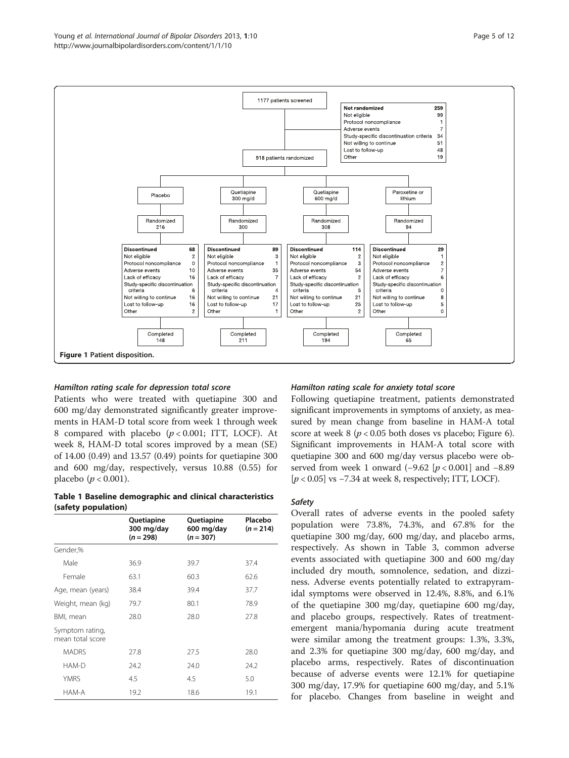1177 patients screened

| Not randomized | 259 |
|---|---|
| Not eligible | 99 |
| Protocol noncompliance | 1 |
| Adverse events | 7 |
| Study-specific discontinuation criteria | 34 |
| Not willing to continue | 51 |
| Lost to follow-up | 48 |
| Other | 19 |

918 patients randomized

| | Placebo | Quetiapine 300 mg/d | Quetiapine 600 mg/d | Paroxetine or lithium |
|---|---|---|---|---|
| Randomized | 216 | 300 | 308 | 94 |
| **Discontinued** | **68** | **89** | **114** | **29** |
| Not eligible | 2 | 3 | 2 | 1 |
| Protocol noncompliance | 0 | 1 | 3 | 2 |
| Adverse events | 10 | 35 | 54 | 7 |
| Lack of efficacy | 16 | 7 | 2 | 6 |
| Study-specific discontinuation criteria | 6 | 4 | 5 | 0 |
| Not willing to continue | 16 | 21 | 21 | 8 |
| Lost to follow-up | 16 | 17 | 25 | 5 |
| Other | 2 | 1 | 2 | 0 |
| Completed | 148 | 211 | 194 | 65 |

**Figure 1** Patient disposition.

### *Hamilton rating scale for depression total score*

Patients who were treated with quetiapine 300 and 600 mg/day demonstrated significantly greater improvements in HAM-D total score from week 1 through week 8 compared with placebo ($p < 0.001$; ITT, LOCF). At week 8, HAM-D total scores improved by a mean (SE) of 14.00 (0.49) and 13.57 (0.49) points for quetiapine 300 and 600 mg/day, respectively, versus 10.88 (0.55) for placebo ($p < 0.001$).

**Table 1 Baseline demographic and clinical characteristics (safety population)**

| | Quetiapine 300 mg/day ($n = 298$) | Quetiapine 600 mg/day ($n = 307$) | Placebo ($n = 214$) |
|---|---|---|---|
| Gender,% | | | |
| Male | 36.9 | 39.7 | 37.4 |
| Female | 63.1 | 60.3 | 62.6 |
| Age, mean (years) | 38.4 | 39.4 | 37.7 |
| Weight, mean (kg) | 79.7 | 80.1 | 78.9 |
| BMI, mean | 28.0 | 28.0 | 27.8 |
| Symptom rating, mean total score | | | |
| MADRS | 27.8 | 27.5 | 28.0 |
| HAM-D | 24.2 | 24.0 | 24.2 |
| YMRS | 4.5 | 4.5 | 5.0 |
| HAM-A | 19.2 | 18.6 | 19.1 |

### *Hamilton rating scale for anxiety total score*

Following quetiapine treatment, patients demonstrated significant improvements in symptoms of anxiety, as measured by mean change from baseline in HAM-A total score at week 8 ($p < 0.05$ both doses vs placebo; Figure 6). Significant improvements in HAM-A total score with quetiapine 300 and 600 mg/day versus placebo were observed from week 1 onward (−9.62 [$p < 0.001$] and −8.89 [$p < 0.05$] vs −7.34 at week 8, respectively; ITT, LOCF).

### *Safety*

Overall rates of adverse events in the pooled safety population were 73.8%, 74.3%, and 67.8% for the quetiapine 300 mg/day, 600 mg/day, and placebo arms, respectively. As shown in Table 3, common adverse events associated with quetiapine 300 and 600 mg/day included dry mouth, somnolence, sedation, and dizziness. Adverse events potentially related to extrapyramidal symptoms were observed in 12.4%, 8.8%, and 6.1% of the quetiapine 300 mg/day, quetiapine 600 mg/day, and placebo groups, respectively. Rates of treatment-emergent mania/hypomania during acute treatment were similar among the treatment groups: 1.3%, 3.3%, and 2.3% for quetiapine 300 mg/day, 600 mg/day, and placebo arms, respectively. Rates of discontinuation because of adverse events were 12.1% for quetiapine 300 mg/day, 17.9% for quetiapine 600 mg/day, and 5.1% for placebo. Changes from baseline in weight and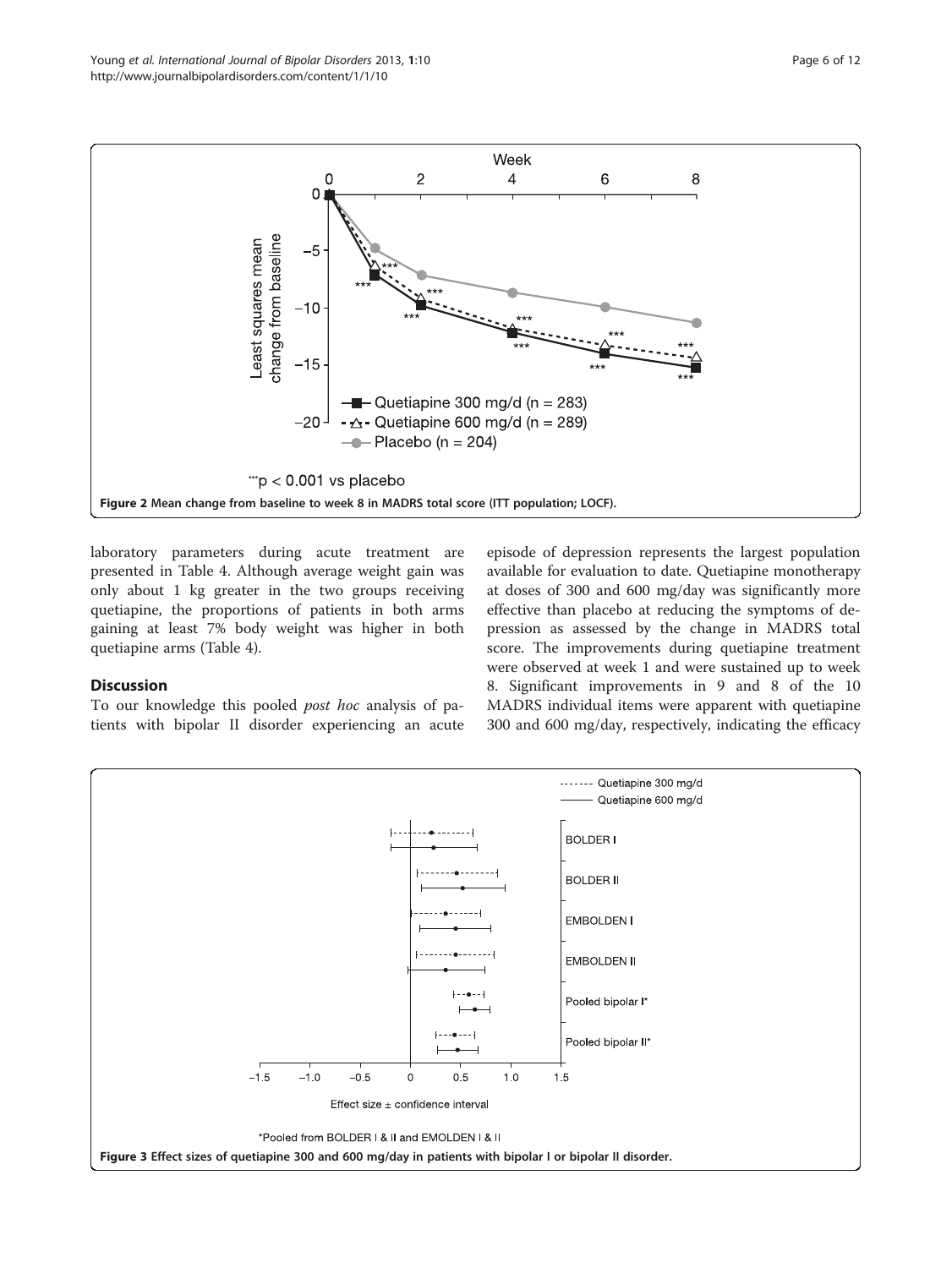Figure 2 Mean change from baseline to week 8 in MADRS total score (ITT population; LOCF).

laboratory parameters during acute treatment are presented in Table 4. Although average weight gain was only about 1 kg greater in the two groups receiving quetiapine, the proportions of patients in both arms gaining at least 7% body weight was higher in both quetiapine arms (Table 4).

## Discussion

To our knowledge this pooled *post hoc* analysis of patients with bipolar II disorder experiencing an acute episode of depression represents the largest population available for evaluation to date. Quetiapine monotherapy at doses of 300 and 600 mg/day was significantly more effective than placebo at reducing the symptoms of depression as assessed by the change in MADRS total score. The improvements during quetiapine treatment were observed at week 1 and were sustained up to week 8. Significant improvements in 9 and 8 of the 10 MADRS individual items were apparent with quetiapine 300 and 600 mg/day, respectively, indicating the efficacy

Figure 3 Effect sizes of quetiapine 300 and 600 mg/day in patients with bipolar I or bipolar II disorder.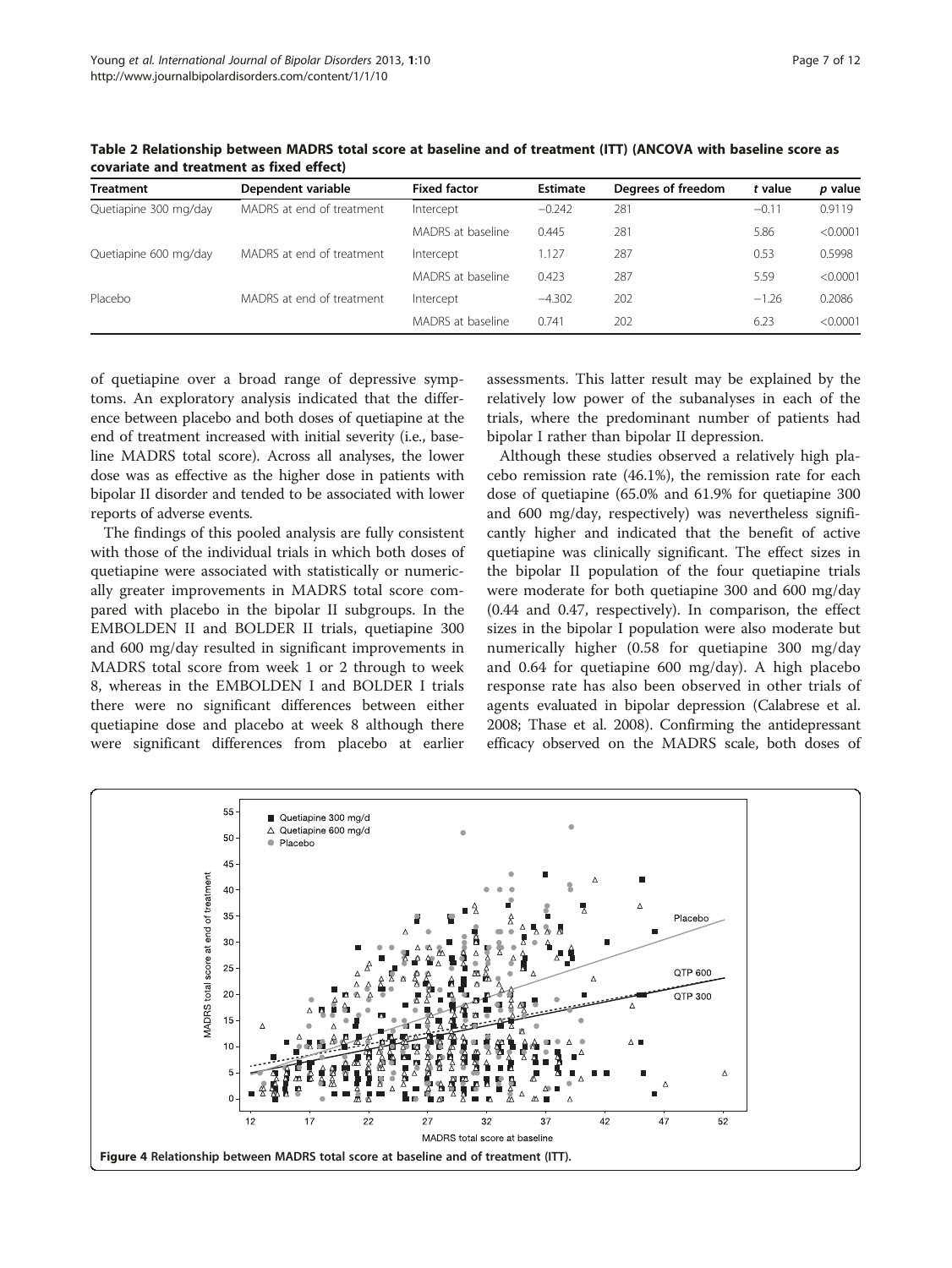**Table 2 Relationship between MADRS total score at baseline and of treatment (ITT) (ANCOVA with baseline score as covariate and treatment as fixed effect)**

| Treatment | Dependent variable | Fixed factor | Estimate | Degrees of freedom | *t* value | *p* value |
|---|---|---|---|---|---|---|
| Quetiapine 300 mg/day | MADRS at end of treatment | Intercept | −0.242 | 281 | −0.11 | 0.9119 |
| | | MADRS at baseline | 0.445 | 281 | 5.86 | <0.0001 |
| Quetiapine 600 mg/day | MADRS at end of treatment | Intercept | 1.127 | 287 | 0.53 | 0.5998 |
| | | MADRS at baseline | 0.423 | 287 | 5.59 | <0.0001 |
| Placebo | MADRS at end of treatment | Intercept | −4.302 | 202 | −1.26 | 0.2086 |
| | | MADRS at baseline | 0.741 | 202 | 6.23 | <0.0001 |

of quetiapine over a broad range of depressive symptoms. An exploratory analysis indicated that the difference between placebo and both doses of quetiapine at the end of treatment increased with initial severity (i.e., baseline MADRS total score). Across all analyses, the lower dose was as effective as the higher dose in patients with bipolar II disorder and tended to be associated with lower reports of adverse events.

The findings of this pooled analysis are fully consistent with those of the individual trials in which both doses of quetiapine were associated with statistically or numerically greater improvements in MADRS total score compared with placebo in the bipolar II subgroups. In the EMBOLDEN II and BOLDER II trials, quetiapine 300 and 600 mg/day resulted in significant improvements in MADRS total score from week 1 or 2 through to week 8, whereas in the EMBOLDEN I and BOLDER I trials there were no significant differences between either quetiapine dose and placebo at week 8 although there were significant differences from placebo at earlier assessments. This latter result may be explained by the relatively low power of the subanalyses in each of the trials, where the predominant number of patients had bipolar I rather than bipolar II depression.

Although these studies observed a relatively high placebo remission rate (46.1%), the remission rate for each dose of quetiapine (65.0% and 61.9% for quetiapine 300 and 600 mg/day, respectively) was nevertheless significantly higher and indicated that the benefit of active quetiapine was clinically significant. The effect sizes in the bipolar II population of the four quetiapine trials were moderate for both quetiapine 300 and 600 mg/day (0.44 and 0.47, respectively). In comparison, the effect sizes in the bipolar I population were also moderate but numerically higher (0.58 for quetiapine 300 mg/day and 0.64 for quetiapine 600 mg/day). A high placebo response rate has also been observed in other trials of agents evaluated in bipolar depression (Calabrese et al. 2008; Thase et al. 2008). Confirming the antidepressant efficacy observed on the MADRS scale, both doses of

**Figure 4 Relationship between MADRS total score at baseline and of treatment (ITT).**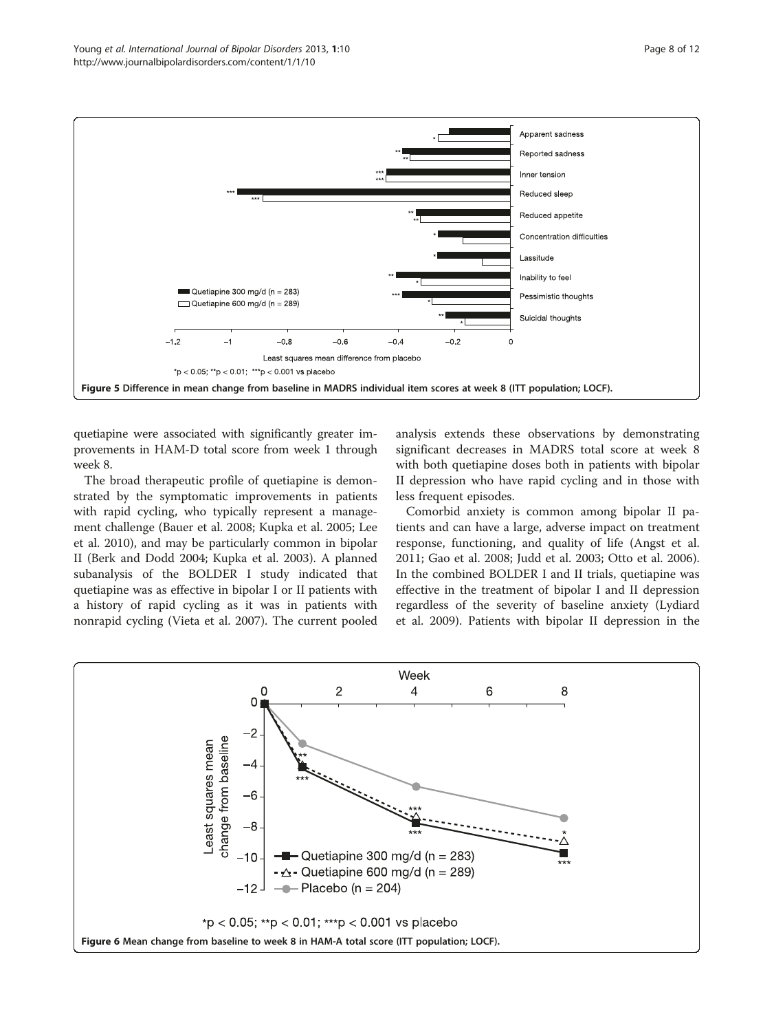Figure 5 Difference in mean change from baseline in MADRS individual item scores at week 8 (ITT population; LOCF).

quetiapine were associated with significantly greater improvements in HAM-D total score from week 1 through week 8.

The broad therapeutic profile of quetiapine is demonstrated by the symptomatic improvements in patients with rapid cycling, who typically represent a management challenge (Bauer et al. 2008; Kupka et al. 2005; Lee et al. 2010), and may be particularly common in bipolar II (Berk and Dodd 2004; Kupka et al. 2003). A planned subanalysis of the BOLDER I study indicated that quetiapine was as effective in bipolar I or II patients with a history of rapid cycling as it was in patients with nonrapid cycling (Vieta et al. 2007). The current pooled analysis extends these observations by demonstrating significant decreases in MADRS total score at week 8 with both quetiapine doses both in patients with bipolar II depression who have rapid cycling and in those with less frequent episodes.

Comorbid anxiety is common among bipolar II patients and can have a large, adverse impact on treatment response, functioning, and quality of life (Angst et al. 2011; Gao et al. 2008; Judd et al. 2003; Otto et al. 2006). In the combined BOLDER I and II trials, quetiapine was effective in the treatment of bipolar I and II depression regardless of the severity of baseline anxiety (Lydiard et al. 2009). Patients with bipolar II depression in the

Figure 6 Mean change from baseline to week 8 in HAM-A total score (ITT population; LOCF).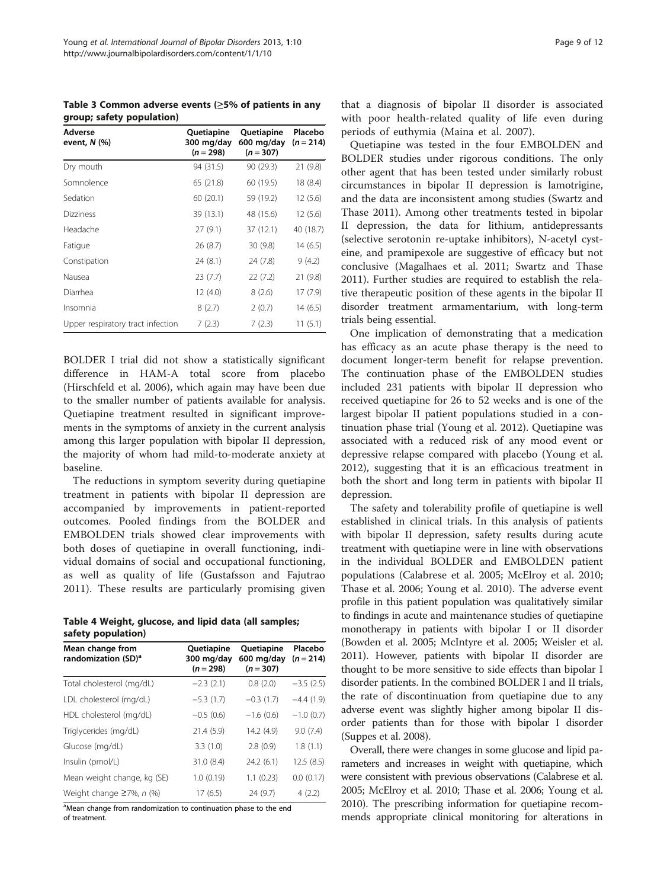**Table 3 Common adverse events (≥5% of patients in any group; safety population)**

| Adverse event, *N* (%) | Quetiapine 300 mg/day (*n* = 298) | Quetiapine 600 mg/day (*n* = 307) | Placebo (*n* = 214) |
|---|---|---|---|
| Dry mouth | 94 (31.5) | 90 (29.3) | 21 (9.8) |
| Somnolence | 65 (21.8) | 60 (19.5) | 18 (8.4) |
| Sedation | 60 (20.1) | 59 (19.2) | 12 (5.6) |
| Dizziness | 39 (13.1) | 48 (15.6) | 12 (5.6) |
| Headache | 27 (9.1) | 37 (12.1) | 40 (18.7) |
| Fatigue | 26 (8.7) | 30 (9.8) | 14 (6.5) |
| Constipation | 24 (8.1) | 24 (7.8) | 9 (4.2) |
| Nausea | 23 (7.7) | 22 (7.2) | 21 (9.8) |
| Diarrhea | 12 (4.0) | 8 (2.6) | 17 (7.9) |
| Insomnia | 8 (2.7) | 2 (0.7) | 14 (6.5) |
| Upper respiratory tract infection | 7 (2.3) | 7 (2.3) | 11 (5.1) |

BOLDER I trial did not show a statistically significant difference in HAM-A total score from placebo (Hirschfeld et al. 2006), which again may have been due to the smaller number of patients available for analysis. Quetiapine treatment resulted in significant improvements in the symptoms of anxiety in the current analysis among this larger population with bipolar II depression, the majority of whom had mild-to-moderate anxiety at baseline.

The reductions in symptom severity during quetiapine treatment in patients with bipolar II depression are accompanied by improvements in patient-reported outcomes. Pooled findings from the BOLDER and EMBOLDEN trials showed clear improvements with both doses of quetiapine in overall functioning, individual domains of social and occupational functioning, as well as quality of life (Gustafsson and Fajutrao 2011). These results are particularly promising given that a diagnosis of bipolar II disorder is associated with poor health-related quality of life even during periods of euthymia (Maina et al. 2007).

**Table 4 Weight, glucose, and lipid data (all samples; safety population)**

| Mean change from randomization (SD)[a] | Quetiapine 300 mg/day (*n* = 298) | Quetiapine 600 mg/day (*n* = 307) | Placebo (*n* = 214) |
|---|---|---|---|
| Total cholesterol (mg/dL) | −2.3 (2.1) | 0.8 (2.0) | −3.5 (2.5) |
| LDL cholesterol (mg/dL) | −5.3 (1.7) | −0.3 (1.7) | −4.4 (1.9) |
| HDL cholesterol (mg/dL) | −0.5 (0.6) | −1.6 (0.6) | −1.0 (0.7) |
| Triglycerides (mg/dL) | 21.4 (5.9) | 14.2 (4.9) | 9.0 (7.4) |
| Glucose (mg/dL) | 3.3 (1.0) | 2.8 (0.9) | 1.8 (1.1) |
| Insulin (pmol/L) | 31.0 (8.4) | 24.2 (6.1) | 12.5 (8.5) |
| Mean weight change, kg (SE) | 1.0 (0.19) | 1.1 (0.23) | 0.0 (0.17) |
| Weight change ≥7%, *n* (%) | 17 (6.5) | 24 (9.7) | 4 (2.2) |

[a]Mean change from randomization to continuation phase to the end of treatment.

Quetiapine was tested in the four EMBOLDEN and BOLDER studies under rigorous conditions. The only other agent that has been tested under similarly robust circumstances in bipolar II depression is lamotrigine, and the data are inconsistent among studies (Swartz and Thase 2011). Among other treatments tested in bipolar II depression, the data for lithium, antidepressants (selective serotonin re-uptake inhibitors), N-acetyl cysteine, and pramipexole are suggestive of efficacy but not conclusive (Magalhaes et al. 2011; Swartz and Thase 2011). Further studies are required to establish the relative therapeutic position of these agents in the bipolar II disorder treatment armamentarium, with long-term trials being essential.

One implication of demonstrating that a medication has efficacy as an acute phase therapy is the need to document longer-term benefit for relapse prevention. The continuation phase of the EMBOLDEN studies included 231 patients with bipolar II depression who received quetiapine for 26 to 52 weeks and is one of the largest bipolar II patient populations studied in a continuation phase trial (Young et al. 2012). Quetiapine was associated with a reduced risk of any mood event or depressive relapse compared with placebo (Young et al. 2012), suggesting that it is an efficacious treatment in both the short and long term in patients with bipolar II depression.

The safety and tolerability profile of quetiapine is well established in clinical trials. In this analysis of patients with bipolar II depression, safety results during acute treatment with quetiapine were in line with observations in the individual BOLDER and EMBOLDEN patient populations (Calabrese et al. 2005; McElroy et al. 2010; Thase et al. 2006; Young et al. 2010). The adverse event profile in this patient population was qualitatively similar to findings in acute and maintenance studies of quetiapine monotherapy in patients with bipolar I or II disorder (Bowden et al. 2005; McIntyre et al. 2005; Weisler et al. 2011). However, patients with bipolar II disorder are thought to be more sensitive to side effects than bipolar I disorder patients. In the combined BOLDER I and II trials, the rate of discontinuation from quetiapine due to any adverse event was slightly higher among bipolar II disorder patients than for those with bipolar I disorder (Suppes et al. 2008).

Overall, there were changes in some glucose and lipid parameters and increases in weight with quetiapine, which were consistent with previous observations (Calabrese et al. 2005; McElroy et al. 2010; Thase et al. 2006; Young et al. 2010). The prescribing information for quetiapine recommends appropriate clinical monitoring for alterations in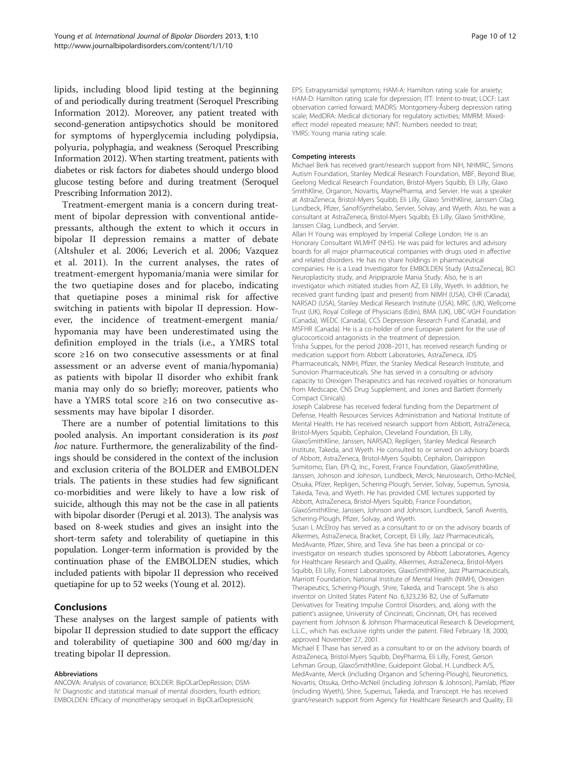lipids, including blood lipid testing at the beginning of and periodically during treatment (Seroquel Prescribing Information 2012). Moreover, any patient treated with second-generation antipsychotics should be monitored for symptoms of hyperglycemia including polydipsia, polyuria, polyphagia, and weakness (Seroquel Prescribing Information 2012). When starting treatment, patients with diabetes or risk factors for diabetes should undergo blood glucose testing before and during treatment (Seroquel Prescribing Information 2012).

Treatment-emergent mania is a concern during treatment of bipolar depression with conventional antidepressants, although the extent to which it occurs in bipolar II depression remains a matter of debate (Altshuler et al. 2006; Leverich et al. 2006; Vazquez et al. 2011). In the current analyses, the rates of treatment-emergent hypomania/mania were similar for the two quetiapine doses and for placebo, indicating that quetiapine poses a minimal risk for affective switching in patients with bipolar II depression. However, the incidence of treatment-emergent mania/hypomania may have been underestimated using the definition employed in the trials (i.e., a YMRS total score ≥16 on two consecutive assessments or at final assessment or an adverse event of mania/hypomania) as patients with bipolar II disorder who exhibit frank mania may only do so briefly; moreover, patients who have a YMRS total score ≥16 on two consecutive assessments may have bipolar I disorder.

There are a number of potential limitations to this pooled analysis. An important consideration is its *post hoc* nature. Furthermore, the generalizability of the findings should be considered in the context of the inclusion and exclusion criteria of the BOLDER and EMBOLDEN trials. The patients in these studies had few significant co-morbidities and were likely to have a low risk of suicide, although this may not be the case in all patients with bipolar disorder (Perugi et al. 2013). The analysis was based on 8-week studies and gives an insight into the short-term safety and tolerability of quetiapine in this population. Longer-term information is provided by the continuation phase of the EMBOLDEN studies, which included patients with bipolar II depression who received quetiapine for up to 52 weeks (Young et al. 2012).

## Conclusions

These analyses on the largest sample of patients with bipolar II depression studied to date support the efficacy and tolerability of quetiapine 300 and 600 mg/day in treating bipolar II depression.

#### Abbreviations

ANCOVA: Analysis of covariance; BOLDER: BipOLarDepRession; DSM-IV: Diagnostic and statistical manual of mental disorders, fourth edition; EMBOLDEN: Efficacy of monotherapy seroquel in BipOLarDepressioN; EPS: Extrapyramidal symptoms; HAM-A: Hamilton rating scale for anxiety; HAM-D: Hamilton rating scale for depression; ITT: Intent-to-treat; LOCF: Last observation carried forward; MADRS: Montgomery-Åsberg depression rating scale; MedDRA: Medical dictionary for regulatory activities; MMRM: Mixed-effect model repeated measure; NNT: Numbers needed to treat; YMRS: Young mania rating scale.

#### Competing interests

Michael Berk has received grant/research support from NIH, NHMRC, Simons Autism Foundation, Stanley Medical Research Foundation, MBF, Beyond Blue, Geelong Medical Research Foundation, Bristol-Myers Squibb, Eli Lilly, Glaxo SmithKline, Organon, Novartis, MaynePharma, and Servier. He was a speaker at AstraZeneca, Bristol-Myers Squibb, Eli Lilly, Glaxo SmithKline, Janssen Cilag, Lundbeck, Pfizer, SanofiSynthelabo, Servier, Solvay, and Wyeth. Also, he was a consultant at AstraZeneca, Bristol-Myers Squibb, Eli Lilly, Glaxo SmithKline, Janssen Cilag, Lundbeck, and Servier.

Allan H Young was employed by Imperial College London. He is an Honorary Consultant WLMHT (NHS). He was paid for lectures and advisory boards for all major pharmaceutical companies with drugs used in affective and related disorders. He has no share holdings in pharmaceutical companies. He is a Lead Investigator for EMBOLDEN Study (AstraZeneca), BCI Neuroplasticity study, and Aripiprazole Mania Study. Also, he is an investigator which initiated studies from AZ, Eli Lilly, Wyeth. In addition, he received grant funding (past and present) from NIMH (USA), CIHR (Canada), NARSAD (USA), Stanley Medical Research Institute (USA), MRC (UK), Wellcome Trust (UK), Royal College of Physicians (Edin), BMA (UK), UBC-VGH Foundation (Canada), WEDC (Canada), CCS Depression Research Fund (Canada), and MSFHR (Canada). He is a co-holder of one European patent for the use of glucocorticoid antagonists in the treatment of depression.

Trisha Suppes, for the period 2008–2011, has received research funding or medication support from Abbott Laboratories, AstraZeneca, JDS Pharmaceuticals, NIMH, Pfizer, the Stanley Medical Research Institute, and Sunovion Pharmaceuticals. She has served in a consulting or advisory capacity to Orexigen Therapeutics and has received royalties or honorarium from Medscape, CNS Drug Supplement, and Jones and Bartlett (formerly Compact Clinicals).

Joseph Calabrese has received federal funding from the Department of Defense, Health Resources Services Administration and National Institute of Mental Health. He has received research support from Abbott, AstraZeneca, Bristol-Myers Squibb, Cephalon, Cleveland Foundation, Eli Lilly, GlaxoSmithKline, Janssen, NARSAD, Repligen, Stanley Medical Research Institute, Takeda, and Wyeth. He consulted to or served on advisory boards of Abbott, AstraZeneca, Bristol-Myers Squibb, Cephalon, Dainippon Sumitomo, Elan, EPI-Q, Inc., Forest, France Foundation, GlaxoSmithKline, Janssen, Johnson and Johnson, Lundbeck, Merck, Neurosearch, Ortho-McNeil, Otsuka, Pfizer, Repligen, Schering-Plough, Servier, Solvay, Supernus, Synosia, Takeda, Teva, and Wyeth. He has provided CME lectures supported by Abbott, AstraZeneca, Bristol-Myers Squibb, France Foundation, GlaxoSmithKline, Janssen, Johnson and Johnson, Lundbeck, Sanofi Aventis, Schering-Plough, Pfizer, Solvay, and Wyeth.

Susan L McElroy has served as a consultant to or on the advisory boards of Alkermes, AstraZeneca, Bracket, Corcept, Eli Lilly, Jazz Pharmaceuticals, MedAvante, Pfizer, Shire, and Teva. She has been a principal or co-investigator on research studies sponsored by Abbott Laboratories, Agency for Healthcare Research and Quality, Alkermes, AstraZeneca, Bristol-Myers Squibb, Eli Lilly, Forrest Laboratories, GlaxoSmithKline, Jazz Pharmaceuticals, Marriott Foundation, National Institute of Mental Health (NIMH), Orexigen Therapeutics, Schering-Plough, Shire, Takeda, and Transcept. She is also inventor on United States Patent No. 6,323,236 B2, Use of Sulfamate Derivatives for Treating Impulse Control Disorders, and, along with the patient's assignee, University of Cincinnati, Cincinnati, OH, has received payment from Johnson & Johnson Pharmaceutical Research & Development, L.L.C., which has exclusive rights under the patent. Filed February 18, 2000; approved November 27, 2001.

Michael E Thase has served as a consultant to or on the advisory boards of AstraZeneca, Bristol-Myers Squibb, DeyPharma, Eli Lilly, Forest, Gerson Lehman Group, GlaxoSmithKline, Guidepoint Global, H. Lundbeck A/S, MedAvante, Merck (including Organon and Schering-Plough), Neuronetics, Novartis, Otsuka, Ortho-McNeil (including Johnson & Johnson), Pamlab, Pfizer (including Wyeth), Shire, Supernus, Takeda, and Transcept. He has received grant/research support from Agency for Healthcare Research and Quality, Eli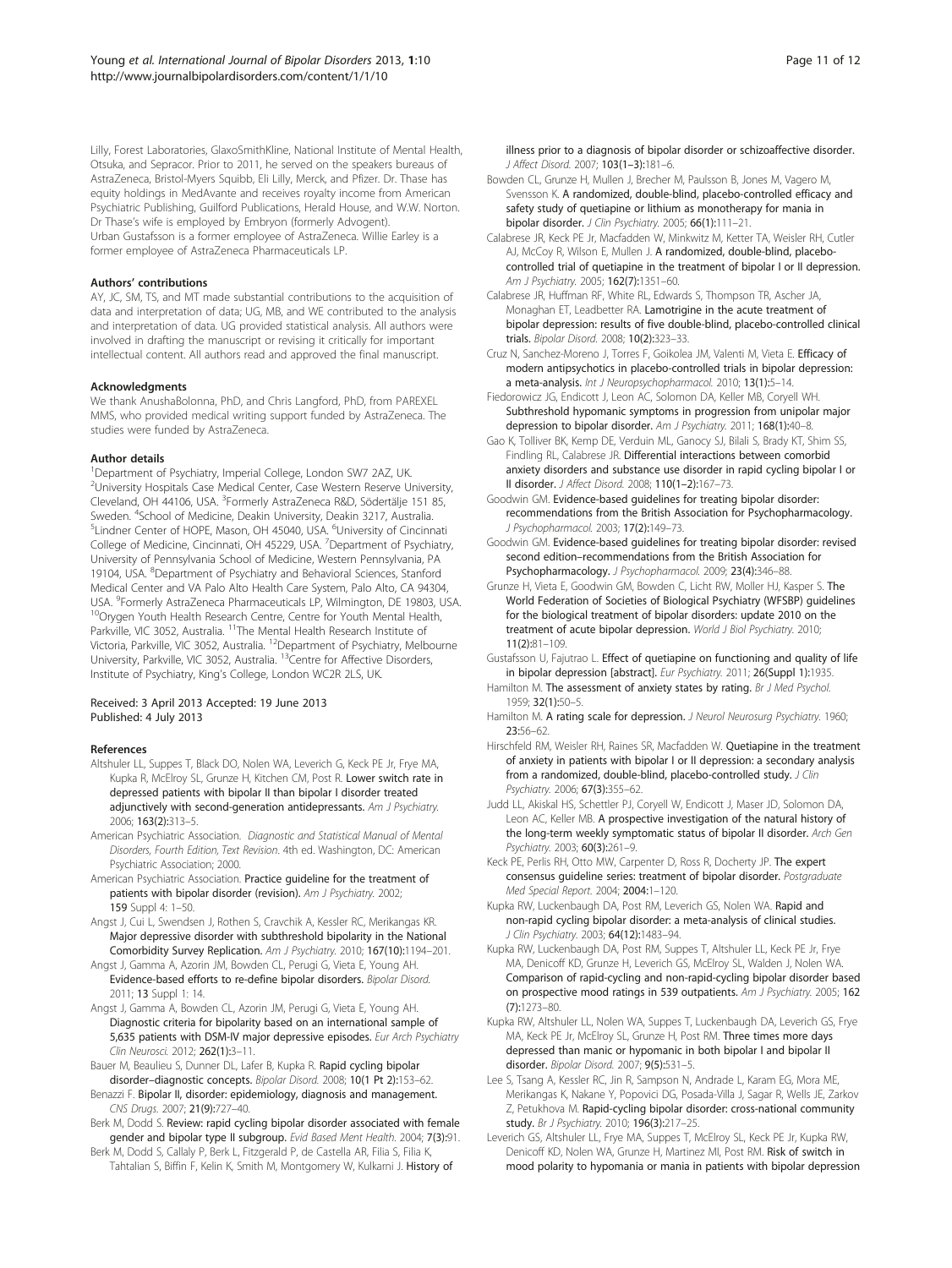Lilly, Forest Laboratories, GlaxoSmithKline, National Institute of Mental Health, Otsuka, and Sepracor. Prior to 2011, he served on the speakers bureaus of AstraZeneca, Bristol-Myers Squibb, Eli Lilly, Merck, and Pfizer. Dr. Thase has equity holdings in MedAvante and receives royalty income from American Psychiatric Publishing, Guilford Publications, Herald House, and W.W. Norton. Dr Thase's wife is employed by Embryon (formerly Advogent).
Urban Gustafsson is a former employee of AstraZeneca. Willie Earley is a former employee of AstraZeneca Pharmaceuticals LP.

#### Authors' contributions

AY, JC, SM, TS, and MT made substantial contributions to the acquisition of data and interpretation of data; UG, MB, and WE contributed to the analysis and interpretation of data. UG provided statistical analysis. All authors were involved in drafting the manuscript or revising it critically for important intellectual content. All authors read and approved the final manuscript.

#### Acknowledgments

We thank AnushaBolonna, PhD, and Chris Langford, PhD, from PAREXEL MMS, who provided medical writing support funded by AstraZeneca. The studies were funded by AstraZeneca.

#### Author details

[1]Department of Psychiatry, Imperial College, London SW7 2AZ, UK. [2]University Hospitals Case Medical Center, Case Western Reserve University, Cleveland, OH 44106, USA. [3]Formerly AstraZeneca R&D, Södertälje 151 85, Sweden. [4]School of Medicine, Deakin University, Deakin 3217, Australia. [5]Lindner Center of HOPE, Mason, OH 45040, USA. [6]University of Cincinnati College of Medicine, Cincinnati, OH 45229, USA. [7]Department of Psychiatry, University of Pennsylvania School of Medicine, Western Pennsylvania, PA 19104, USA. [8]Department of Psychiatry and Behavioral Sciences, Stanford Medical Center and VA Palo Alto Health Care System, Palo Alto, CA 94304, USA. [9]Formerly AstraZeneca Pharmaceuticals LP, Wilmington, DE 19803, USA. [10]Orygen Youth Health Research Centre, Centre for Youth Mental Health, Parkville, VIC 3052, Australia. [11]The Mental Health Research Institute of Victoria, Parkville, VIC 3052, Australia. [12]Department of Psychiatry, Melbourne University, Parkville, VIC 3052, Australia. [13]Centre for Affective Disorders, Institute of Psychiatry, King's College, London WC2R 2LS, UK.

Received: 3 April 2013 Accepted: 19 June 2013
Published: 4 July 2013

#### References

- Altshuler LL, Suppes T, Black DO, Nolen WA, Leverich G, Keck PE Jr, Frye MA, Kupka R, McElroy SL, Grunze H, Kitchen CM, Post R. Lower switch rate in depressed patients with bipolar II than bipolar I disorder treated adjunctively with second-generation antidepressants. *Am J Psychiatry.* 2006; 163(2):313–5.
- American Psychiatric Association. *Diagnostic and Statistical Manual of Mental Disorders, Fourth Edition, Text Revision*. 4th ed. Washington, DC: American Psychiatric Association; 2000.
- American Psychiatric Association. Practice guideline for the treatment of patients with bipolar disorder (revision). *Am J Psychiatry.* 2002; 159 Suppl 4: 1–50.
- Angst J, Cui L, Swendsen J, Rothen S, Cravchik A, Kessler RC, Merikangas KR. Major depressive disorder with subthreshold bipolarity in the National Comorbidity Survey Replication. *Am J Psychiatry.* 2010; 167(10):1194–201.
- Angst J, Gamma A, Azorin JM, Bowden CL, Perugi G, Vieta E, Young AH. Evidence-based efforts to re-define bipolar disorders. *Bipolar Disord.* 2011; 13 Suppl 1: 14.
- Angst J, Gamma A, Bowden CL, Azorin JM, Perugi G, Vieta E, Young AH. Diagnostic criteria for bipolarity based on an international sample of 5,635 patients with DSM-IV major depressive episodes. *Eur Arch Psychiatry Clin Neurosci.* 2012; 262(1):3–11.
- Bauer M, Beaulieu S, Dunner DL, Lafer B, Kupka R. Rapid cycling bipolar disorder–diagnostic concepts. *Bipolar Disord.* 2008; 10(1 Pt 2):153–62.
- Benazzi F. Bipolar II, disorder: epidemiology, diagnosis and management. *CNS Drugs.* 2007; 21(9):727–40.
- Berk M, Dodd S. Review: rapid cycling bipolar disorder associated with female gender and bipolar type II subgroup. *Evid Based Ment Health.* 2004; 7(3):91.
- Berk M, Dodd S, Callaly P, Berk L, Fitzgerald P, de Castella AR, Filia S, Filia K, Tahtalian S, Biffin F, Kelin K, Smith M, Montgomery W, Kulkarni J. History of illness prior to a diagnosis of bipolar disorder or schizoaffective disorder. *J Affect Disord.* 2007; 103(1–3):181–6.
- Bowden CL, Grunze H, Mullen J, Brecher M, Paulsson B, Jones M, Vagero M, Svensson K. A randomized, double-blind, placebo-controlled efficacy and safety study of quetiapine or lithium as monotherapy for mania in bipolar disorder. *J Clin Psychiatry.* 2005; 66(1):111–21.
- Calabrese JR, Keck PE Jr, Macfadden W, Minkwitz M, Ketter TA, Weisler RH, Cutler AJ, McCoy R, Wilson E, Mullen J. A randomized, double-blind, placebo-controlled trial of quetiapine in the treatment of bipolar I or II depression. *Am J Psychiatry.* 2005; 162(7):1351–60.
- Calabrese JR, Huffman RF, White RL, Edwards S, Thompson TR, Ascher JA, Monaghan ET, Leadbetter RA. Lamotrigine in the acute treatment of bipolar depression: results of five double-blind, placebo-controlled clinical trials. *Bipolar Disord.* 2008; 10(2):323–33.
- Cruz N, Sanchez-Moreno J, Torres F, Goikolea JM, Valenti M, Vieta E. Efficacy of modern antipsychotics in placebo-controlled trials in bipolar depression: a meta-analysis. *Int J Neuropsychopharmacol.* 2010; 13(1):5–14.
- Fiedorowicz JG, Endicott J, Leon AC, Solomon DA, Keller MB, Coryell WH. Subthreshold hypomanic symptoms in progression from unipolar major depression to bipolar disorder. *Am J Psychiatry.* 2011; 168(1):40–8.
- Gao K, Tolliver BK, Kemp DE, Verduin ML, Ganocy SJ, Bilali S, Brady KT, Shim SS, Findling RL, Calabrese JR. Differential interactions between comorbid anxiety disorders and substance use disorder in rapid cycling bipolar I or II disorder. *J Affect Disord.* 2008; 110(1–2):167–73.
- Goodwin GM. Evidence-based guidelines for treating bipolar disorder: recommendations from the British Association for Psychopharmacology. *J Psychopharmacol.* 2003; 17(2):149–73.
- Goodwin GM. Evidence-based guidelines for treating bipolar disorder: revised second edition–recommendations from the British Association for Psychopharmacology. *J Psychopharmacol.* 2009; 23(4):346–88.
- Grunze H, Vieta E, Goodwin GM, Bowden C, Licht RW, Moller HJ, Kasper S. The World Federation of Societies of Biological Psychiatry (WFSBP) guidelines for the biological treatment of bipolar disorders: update 2010 on the treatment of acute bipolar depression. *World J Biol Psychiatry.* 2010; 11(2):81–109.
- Gustafsson U, Fajutrao L. Effect of quetiapine on functioning and quality of life in bipolar depression [abstract]. *Eur Psychiatry.* 2011; 26(Suppl 1):1935.
- Hamilton M. The assessment of anxiety states by rating. *Br J Med Psychol.* 1959; 32(1):50–5.
- Hamilton M. A rating scale for depression. *J Neurol Neurosurg Psychiatry.* 1960; 23:56–62.
- Hirschfeld RM, Weisler RH, Raines SR, Macfadden W. Quetiapine in the treatment of anxiety in patients with bipolar I or II depression: a secondary analysis from a randomized, double-blind, placebo-controlled study. *J Clin Psychiatry.* 2006; 67(3):355–62.
- Judd LL, Akiskal HS, Schettler PJ, Coryell W, Endicott J, Maser JD, Solomon DA, Leon AC, Keller MB. A prospective investigation of the natural history of the long-term weekly symptomatic status of bipolar II disorder. *Arch Gen Psychiatry.* 2003; 60(3):261–9.
- Keck PE, Perlis RH, Otto MW, Carpenter D, Ross R, Docherty JP. The expert consensus guideline series: treatment of bipolar disorder. *Postgraduate Med Special Report.* 2004; 2004:1–120.
- Kupka RW, Luckenbaugh DA, Post RM, Leverich GS, Nolen WA. Rapid and non-rapid cycling bipolar disorder: a meta-analysis of clinical studies. *J Clin Psychiatry.* 2003; 64(12):1483–94.
- Kupka RW, Luckenbaugh DA, Post RM, Suppes T, Altshuler LL, Keck PE Jr, Frye MA, Denicoff KD, Grunze H, Leverich GS, McElroy SL, Walden J, Nolen WA. Comparison of rapid-cycling and non-rapid-cycling bipolar disorder based on prospective mood ratings in 539 outpatients. *Am J Psychiatry.* 2005; 162 (7):1273–80.
- Kupka RW, Altshuler LL, Nolen WA, Suppes T, Luckenbaugh DA, Leverich GS, Frye MA, Keck PE Jr, McElroy SL, Grunze H, Post RM. Three times more days depressed than manic or hypomanic in both bipolar I and bipolar II disorder. *Bipolar Disord.* 2007; 9(5):531–5.
- Lee S, Tsang A, Kessler RC, Jin R, Sampson N, Andrade L, Karam EG, Mora ME, Merikangas K, Nakane Y, Popovici DG, Posada-Villa J, Sagar R, Wells JE, Zarkov Z, Petukhova M. Rapid-cycling bipolar disorder: cross-national community study. *Br J Psychiatry.* 2010; 196(3):217–25.
- Leverich GS, Altshuler LL, Frye MA, Suppes T, McElroy SL, Keck PE Jr, Kupka RW, Denicoff KD, Nolen WA, Grunze H, Martinez MI, Post RM. Risk of switch in mood polarity to hypomania or mania in patients with bipolar depression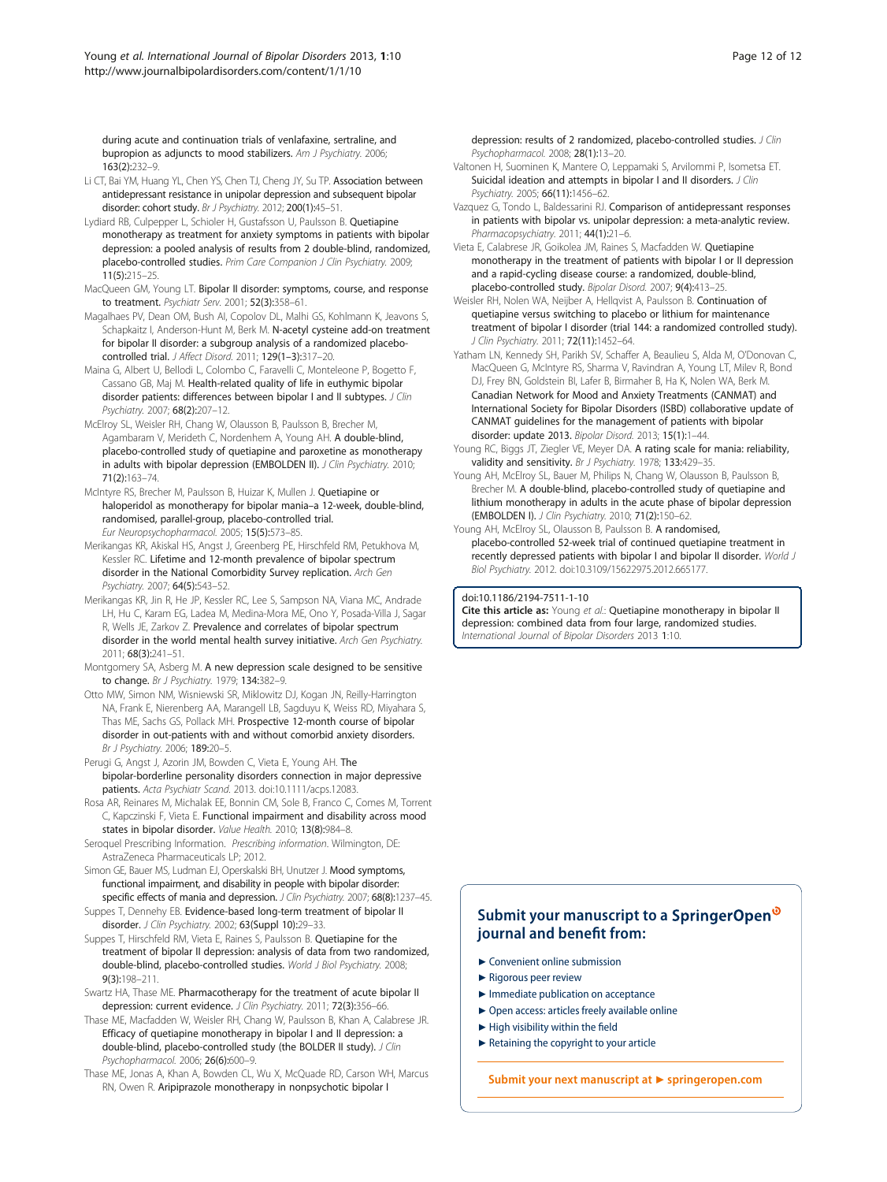during acute and continuation trials of venlafaxine, sertraline, and bupropion as adjuncts to mood stabilizers. *Am J Psychiatry.* 2006; **163**(2):232–9.

Li CT, Bai YM, Huang YL, Chen YS, Chen TJ, Cheng JY, Su TP. Association between antidepressant resistance in unipolar depression and subsequent bipolar disorder: cohort study. *Br J Psychiatry.* 2012; **200**(1):45–51.

Lydiard RB, Culpepper L, Schioler H, Gustafsson U, Paulsson B. Quetiapine monotherapy as treatment for anxiety symptoms in patients with bipolar depression: a pooled analysis of results from 2 double-blind, randomized, placebo-controlled studies. *Prim Care Companion J Clin Psychiatry.* 2009; **11**(5):215–25.

MacQueen GM, Young LT. Bipolar II disorder: symptoms, course, and response to treatment. *Psychiatr Serv.* 2001; **52**(3):358–61.

Magalhaes PV, Dean OM, Bush AI, Copolov DL, Malhi GS, Kohlmann K, Jeavons S, Schapkaitz I, Anderson-Hunt M, Berk M. N-acetyl cysteine add-on treatment for bipolar II disorder: a subgroup analysis of a randomized placebo-controlled trial. *J Affect Disord.* 2011; **129**(1–3):317–20.

Maina G, Albert U, Bellodi L, Colombo C, Faravelli C, Monteleone P, Bogetto F, Cassano GB, Maj M. Health-related quality of life in euthymic bipolar disorder patients: differences between bipolar I and II subtypes. *J Clin Psychiatry.* 2007; **68**(2):207–12.

McElroy SL, Weisler RH, Chang W, Olausson B, Paulsson B, Brecher M, Agambaram V, Merideth C, Nordenhem A, Young AH. A double-blind, placebo-controlled study of quetiapine and paroxetine as monotherapy in adults with bipolar depression (EMBOLDEN II). *J Clin Psychiatry.* 2010; **71**(2):163–74.

McIntyre RS, Brecher M, Paulsson B, Huizar K, Mullen J. Quetiapine or haloperidol as monotherapy for bipolar mania–a 12-week, double-blind, randomised, parallel-group, placebo-controlled trial. *Eur Neuropsychopharmacol.* 2005; **15**(5):573–85.

Merikangas KR, Akiskal HS, Angst J, Greenberg PE, Hirschfeld RM, Petukhova M, Kessler RC. Lifetime and 12-month prevalence of bipolar spectrum disorder in the National Comorbidity Survey replication. *Arch Gen Psychiatry.* 2007; **64**(5):543–52.

Merikangas KR, Jin R, He JP, Kessler RC, Lee S, Sampson NA, Viana MC, Andrade LH, Hu C, Karam EG, Ladea M, Medina-Mora ME, Ono Y, Posada-Villa J, Sagar R, Wells JE, Zarkov Z. Prevalence and correlates of bipolar spectrum disorder in the world mental health survey initiative. *Arch Gen Psychiatry.* 2011; **68**(3):241–51.

Montgomery SA, Asberg M. A new depression scale designed to be sensitive to change. *Br J Psychiatry.* 1979; **134**:382–9.

Otto MW, Simon NM, Wisniewski SR, Miklowitz DJ, Kogan JN, Reilly-Harrington NA, Frank E, Nierenberg AA, Marangell LB, Sagduyu K, Weiss RD, Miyahara S, Thas ME, Sachs GS, Pollack MH. Prospective 12-month course of bipolar disorder in out-patients with and without comorbid anxiety disorders. *Br J Psychiatry.* 2006; **189**:20–5.

Perugi G, Angst J, Azorin JM, Bowden C, Vieta E, Young AH. The bipolar-borderline personality disorders connection in major depressive patients. *Acta Psychiatr Scand.* 2013. doi:10.1111/acps.12083.

Rosa AR, Reinares M, Michalak EE, Bonnin CM, Sole B, Franco C, Comes M, Torrent C, Kapczinski F, Vieta E. Functional impairment and disability across mood states in bipolar disorder. *Value Health.* 2010; **13**(8):984–8.

Seroquel Prescribing Information. *Prescribing information*. Wilmington, DE: AstraZeneca Pharmaceuticals LP; 2012.

Simon GE, Bauer MS, Ludman EJ, Operskalski BH, Unutzer J. Mood symptoms, functional impairment, and disability in people with bipolar disorder: specific effects of mania and depression. *J Clin Psychiatry.* 2007; **68**(8):1237–45.

Suppes T, Dennehy EB. Evidence-based long-term treatment of bipolar II disorder. *J Clin Psychiatry.* 2002; **63**(Suppl 10):29–33.

Suppes T, Hirschfeld RM, Vieta E, Raines S, Paulsson B. Quetiapine for the treatment of bipolar II depression: analysis of data from two randomized, double-blind, placebo-controlled studies. *World J Biol Psychiatry.* 2008; **9**(3):198–211.

Swartz HA, Thase ME. Pharmacotherapy for the treatment of acute bipolar II depression: current evidence. *J Clin Psychiatry.* 2011; **72**(3):356–66.

Thase ME, Macfadden W, Weisler RH, Chang W, Paulsson B, Khan A, Calabrese JR. Efficacy of quetiapine monotherapy in bipolar I and II depression: a double-blind, placebo-controlled study (the BOLDER II study). *J Clin Psychopharmacol.* 2006; **26**(6):600–9.

Thase ME, Jonas A, Khan A, Bowden CL, Wu X, McQuade RD, Carson WH, Marcus RN, Owen R. Aripiprazole monotherapy in nonpsychotic bipolar I depression: results of 2 randomized, placebo-controlled studies. *J Clin Psychopharmacol.* 2008; **28**(1):13–20.

Valtonen H, Suominen K, Mantere O, Leppamaki S, Arvilommi P, Isometsa ET. Suicidal ideation and attempts in bipolar I and II disorders. *J Clin Psychiatry.* 2005; **66**(11):1456–62.

Vazquez G, Tondo L, Baldessarini RJ. Comparison of antidepressant responses in patients with bipolar vs. unipolar depression: a meta-analytic review. *Pharmacopsychiatry.* 2011; **44**(1):21–6.

Vieta E, Calabrese JR, Goikolea JM, Raines S, Macfadden W. Quetiapine monotherapy in the treatment of patients with bipolar I or II depression and a rapid-cycling disease course: a randomized, double-blind, placebo-controlled study. *Bipolar Disord.* 2007; **9**(4):413–25.

Weisler RH, Nolen WA, Neijber A, Hellqvist A, Paulsson B. Continuation of quetiapine versus switching to placebo or lithium for maintenance treatment of bipolar I disorder (trial 144: a randomized controlled study). *J Clin Psychiatry.* 2011; **72**(11):1452–64.

Yatham LN, Kennedy SH, Parikh SV, Schaffer A, Beaulieu S, Alda M, O'Donovan C, MacQueen G, McIntyre RS, Sharma V, Ravindran A, Young LT, Milev R, Bond DJ, Frey BN, Goldstein BI, Lafer B, Birmaher B, Ha K, Nolen WA, Berk M. Canadian Network for Mood and Anxiety Treatments (CANMAT) and International Society for Bipolar Disorders (ISBD) collaborative update of CANMAT guidelines for the management of patients with bipolar disorder: update 2013. *Bipolar Disord.* 2013; **15**(1):1–44.

Young RC, Biggs JT, Ziegler VE, Meyer DA. A rating scale for mania: reliability, validity and sensitivity. *Br J Psychiatry.* 1978; **133**:429–35.

Young AH, McElroy SL, Bauer M, Philips N, Chang W, Olausson B, Paulsson B, Brecher M. A double-blind, placebo-controlled study of quetiapine and lithium monotherapy in adults in the acute phase of bipolar depression (EMBOLDEN I). *J Clin Psychiatry.* 2010; **71**(2):150–62.

Young AH, McElroy SL, Olausson B, Paulsson B. A randomised, placebo-controlled 52-week trial of continued quetiapine treatment in recently depressed patients with bipolar I and bipolar II disorder. *World J Biol Psychiatry.* 2012. doi:10.3109/15622975.2012.665177.

doi:10.1186/2194-7511-1-10

**Cite this article as:** Young *et al.*: Quetiapine monotherapy in bipolar II depression: combined data from four large, randomized studies. *International Journal of Bipolar Disorders* 2013 **1**:10.

## Submit your manuscript to a SpringerOpen journal and benefit from:

- ► Convenient online submission
- ► Rigorous peer review
- ► Immediate publication on acceptance
- ► Open access: articles freely available online
- ► High visibility within the field
- ► Retaining the copyright to your article

**Submit your next manuscript at ► springeropen.com**